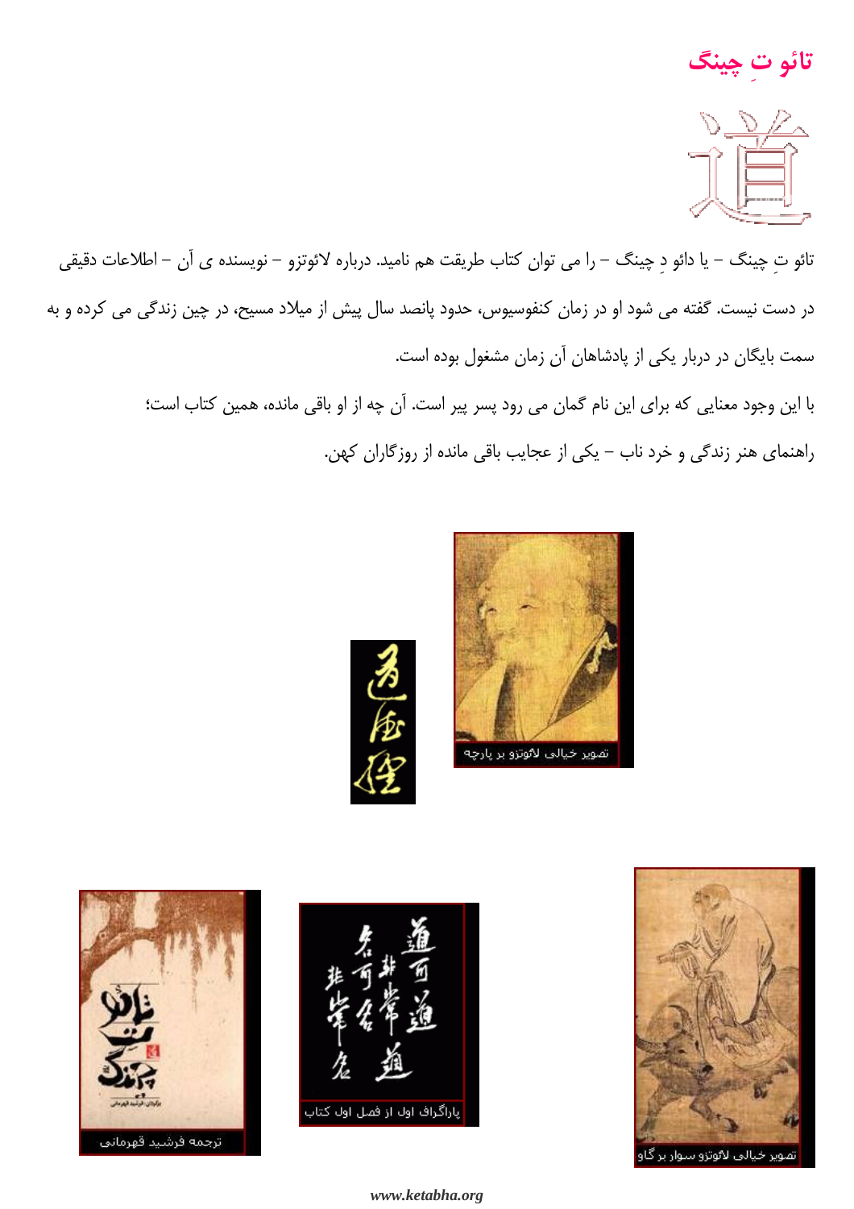# تائو تِ چینگ

道

تائو تِ چینگ – یا دائو دِ چینگ – را می توان کتاب طریقت هم نامید. درباره لائوتزو – نویسنده ی آن – اطلاعات دقیقی در دست نیست. گفته می شود او در زمان کنفوسیوس، حدود پانصد سال پیش از میلاد مسیح، در چین زندگی می کرده و به سمت بایگان در دربار یکی از پادشاهان آن زمان مشغول بوده است.

با این وجود معنایی که برای این نام گمان می رود پسر پیر است. آن چه از او باقی مانده، همین کتاب است؛ راهنمای هنر زندگی و خرد ناب – یکی از عجایب باقی مانده از روزگاران کهن.

تصویر خیالی لائوتزو بر پارچه

ترجمه فرشید قهرمانی

پاراگراف اول از فصل اول کتاب

تصویر خیالی لائوتزو سوار بر گاو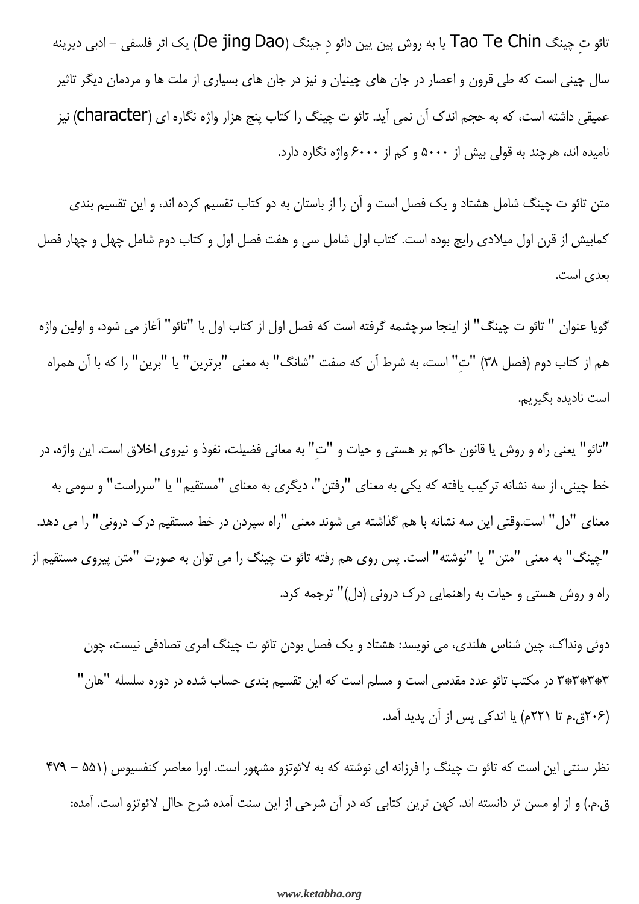تائو تِ چینگ Tao Te Chin یا به روش پین یین دائو دِ جینگ (De jing Dao) یک اثر فلسفی – ادبی دیرینه سال چینی است که طی قرون و اعصار در جان های چینیان و نیز در جان های بسیاری از ملت ها و مردمان دیگر تاثیر عمیقی داشته است، که به حجم اندک آن نمی آید. تائو ت چینگ را کتاب پنج هزار واژه نگاره ای (character) نیز نامیده اند، هرچند به قولی بیش از ۵۰۰۰ و کم از ۶۰۰۰ واژه نگاره دارد.

متن تائو ت چینگ شامل هشتاد و یک فصل است و آن را از باستان به دو کتاب تقسیم کرده اند، و این تقسیم بندی کمابیش از قرن اول میلادی رایج بوده است. کتاب اول شامل سی و هفت فصل اول و کتاب دوم شامل چهل و چهار فصل بعدی است.

گویا عنوان " تائو ت چینگ" از اینجا سرچشمه گرفته است که فصل اول از کتاب اول با "تائو" آغاز می شود، و اولین واژه هم از کتاب دوم (فصل ۳۸) "تِ" است، به شرط آن که صفت "شانگ" به معنی "برترین" یا "برین" را که با آن همراه است نادیده بگیریم.

"تائو" یعنی راه و روش یا قانون حاکم بر هستی و حیات و "تِ" به معانی فضیلت، نفوذ و نیروی اخلاق است. این واژه، در خط چینی، از سه نشانه ترکیب یافته که یکی به معنای "رفتن"، دیگری به معنای "مستقیم" یا "سرراست" و سومی به معنای "دل" است.وقتی این سه نشانه با هم گذاشته می شوند معنی "راه سپردن در خط مستقیم درک درونی" را می دهد. "چینگ" به معنی "متن" یا "نوشته" است. پس روی هم رفته تائو ت چینگ را می توان به صورت "متن پیروی مستقیم از راه و روش هستی و حیات به راهنمایی درک درونی (دل)" ترجمه کرد.

دوئی وِنداک، چین شناس هلندی، می نویسد: هشتاد و یک فصل بودن تائو ت چینگ امری تصادفی نیست، چون ۳*۳*۳*۳ در مکتب تائو عدد مقدسی است و مسلم است که این تقسیم بندی حساب شده در دوره سلسله "هان" (۲۰۶ق.م تا ۲۲۱م) یا اندکی پس از آن پدید آمد.

نظر سنتی این است که تائو ت چینگ را فرزانه ای نوشته که به لائوتزو مشهور است. اورا معاصر کنفسیوس (۵۵۱ – ۴۷۹ ق.م.) و از او مسن تر دانسته اند. کهن ترین کتابی که در آن شرحی از این سنت آمده شرح حاال لائوتزو است. آمده: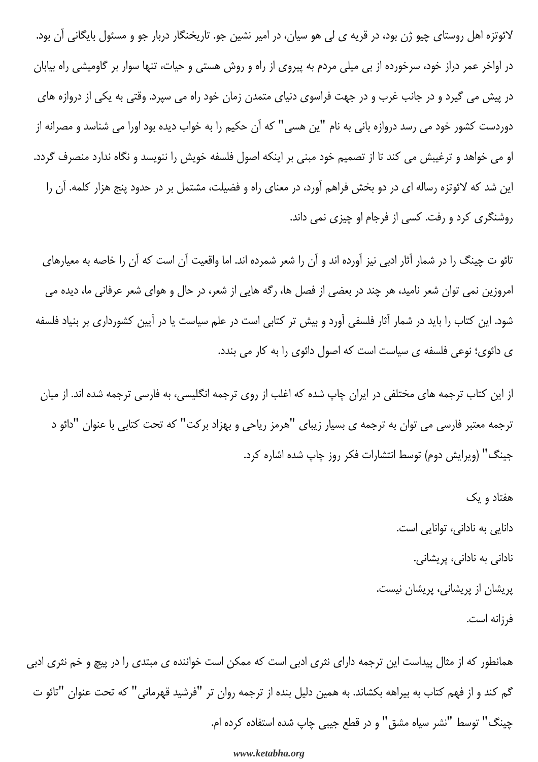لائوتزه اهل روستای چیو ژن بود، در قریه ی لی هو سیان، در امیر نشین جو. تاریخنگار دربار جو و مسئول بایگانی آن بود. در اواخر عمر دراز خود، سرخورده از بی میلی مردم به پیروی از راه و روش هستی و حیات، تنها سوار بر گاومیشی راه بیابان در پیش می گیرد و در جانب غرب و در جهت فراسوی دنیای متمدن زمان خود راه می سپرد. وقتی به یکی از دروازه های دوردست کشور خود می رسد دروازه بانی به نام "ین هسی" که آن حکیم را به خواب دیده بود اورا می شناسد و مصرانه از او می خواهد و ترغیبش می کند تا از تصمیم خود مبنی بر اینکه اصول فلسفه خویش را ننویسد و نگاه ندارد منصرف گردد. این شد که لائوتزه رساله ای در دو بخش فراهم آورد، در معنای راه و فضیلت، مشتمل بر در حدود پنج هزار کلمه. آن را روشنگری کرد و رفت. کسی از فرجام او چیزی نمی داند.

تائو ت چینگ را در شمار آثار ادبی نیز آورده اند و آن را شعر شمرده اند. اما واقعیت آن است که آن را خاصه به معیارهای امروزین نمی توان شعر نامید، هر چند در بعضی از فصل ها، رگه هایی از شعر، در حال و هوای شعر عرفانی ما، دیده می شود. این کتاب را باید در شمار آثار فلسفی آورد و بیش تر کتابی است در علم سیاست یا در آیین کشورداری بر بنیاد فلسفه ی دائوی؛ نوعی فلسفه ی سیاست است که اصول دائوی را به کار می بندد.

از این کتاب ترجمه های مختلفی در ایران چاپ شده که اغلب از روی ترجمه انگلیسی، به فارسی ترجمه شده اند. از میان ترجمه معتبر فارسی می توان به ترجمه ی بسیار زیبای "هرمز ریاحی و بهزاد برکت" که تحت کتابی با عنوان "دائو د جینگ" (ویرایش دوم) توسط انتشارات فکر روز چاپ شده اشاره کرد.

هفتاد و یک

دانایی به نادانی، توانایی است.

نادانی به نادانی، پریشانی.

پریشان از پریشانی، پریشان نیست.

فرزانه است.

همانطور که از مثال پیداست این ترجمه دارای نثری ادبی است که ممکن است خواننده ی مبتدی را در پیچ و خم نثری ادبی گم کند و از فهم کتاب به بیراهه بکشاند. به همین دلیل بنده از ترجمه روان تر "فرشید قهرمانی" که تحت عنوان "تائو ت چینگ" توسط "نشر سیاه مشق" و در قطع جیبی چاپ شده استفاده کرده ام.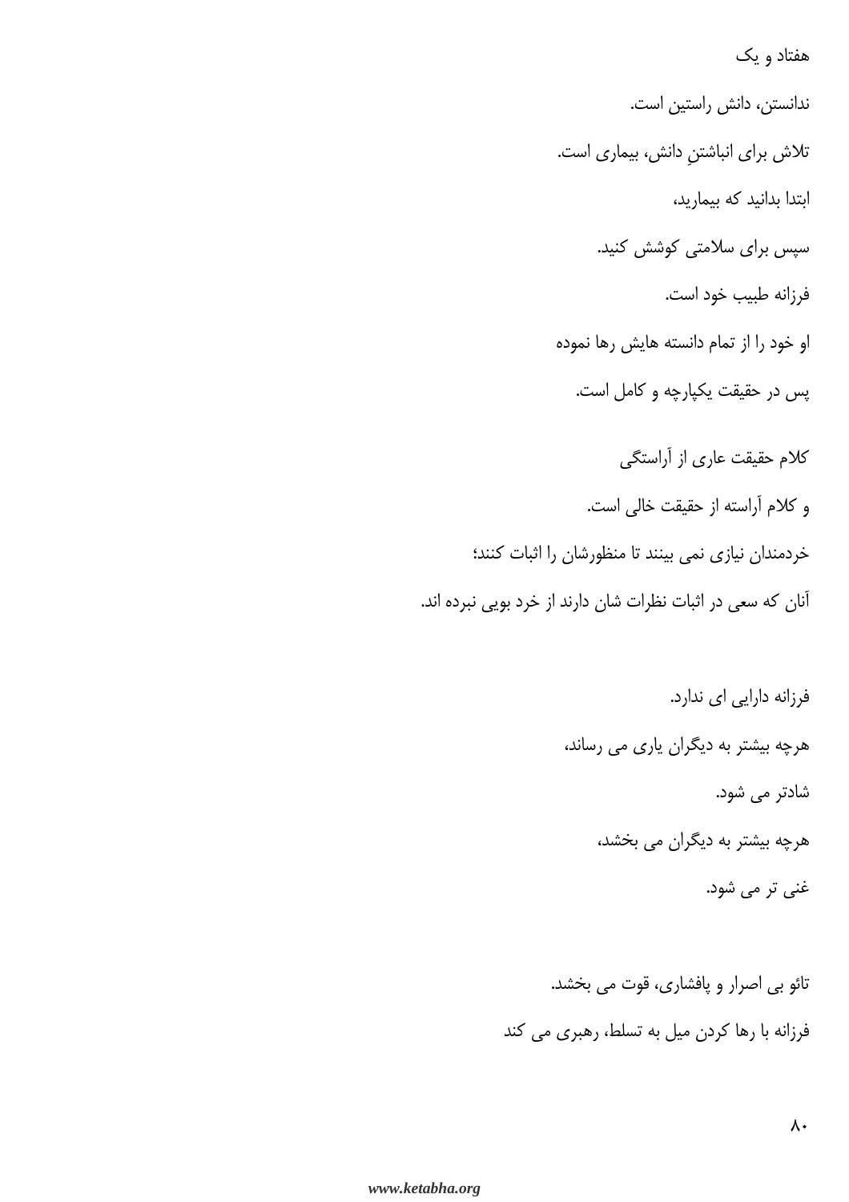## هفتاد و یک

ندانستن، دانش راستین است.

تلاش برای انباشتنِ دانش، بیماری است.

ابتدا بدانید که بیمارید،

سپس برای سلامتی کوشش کنید.

فرزانه طبیب خود است.

او خود را از تمام دانسته هایش رها نموده

پس در حقیقت یکپارچه و کامل است.

کلام حقیقت عاری از آراستگی

و کلام آراسته از حقیقت خالی است.

خردمندان نیازی نمی بینند تا منظورشان را اثبات کنند؛

آنان که سعی در اثبات نظرات شان دارند از خرد بویی نبرده اند.

فرزانه دارایی ای ندارد.

هرچه بیشتر به دیگران یاری می رساند،

شادتر می شود.

هرچه بیشتر به دیگران می بخشد،

غنی تر می شود.

تائو بی اصرار و پافشاری، قوت می بخشد.

فرزانه با رها کردن میل به تسلط، رهبری می کند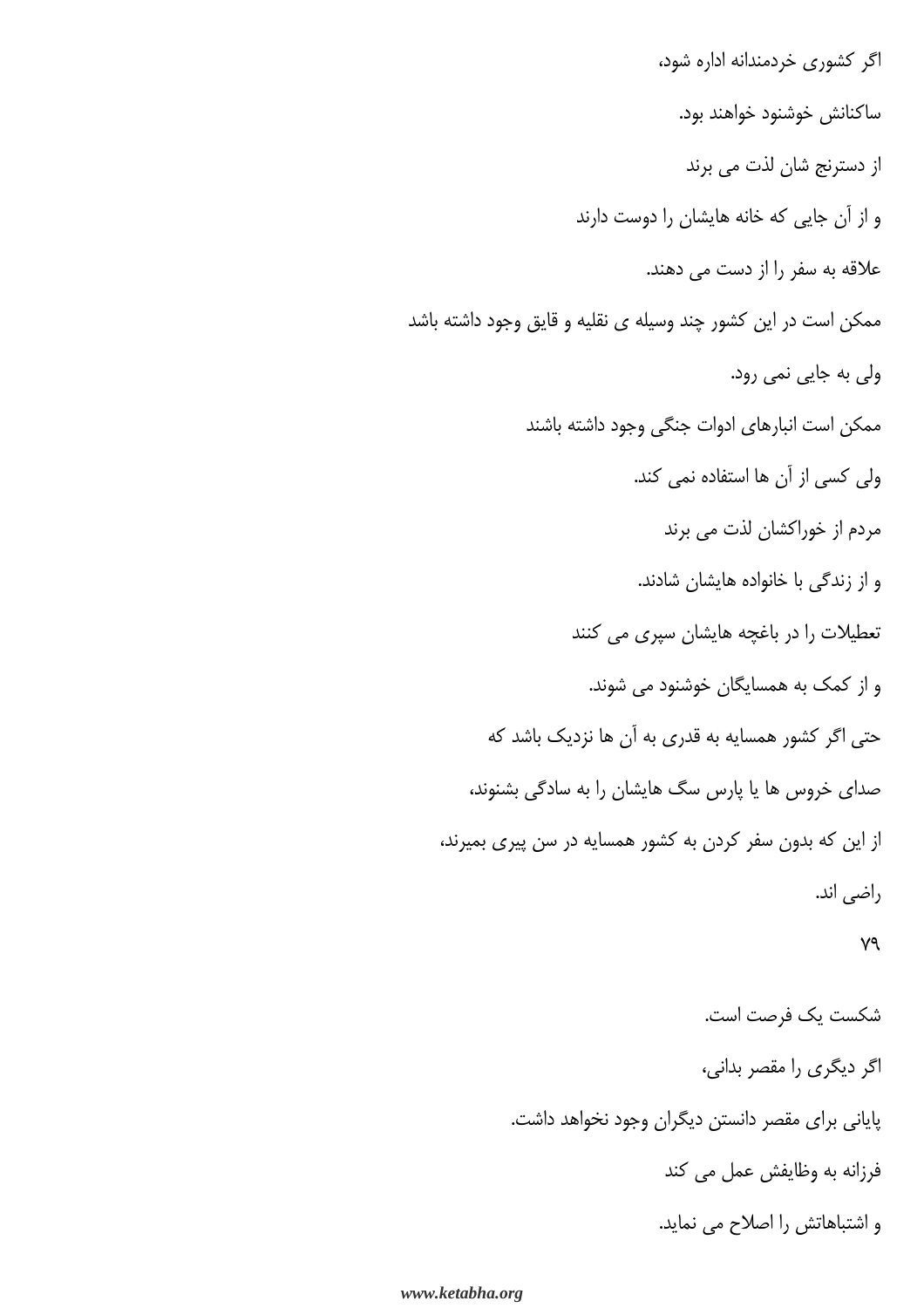اگر کشوری خردمندانه اداره شود،

ساکنانش خوشنود خواهند بود.

از دسترنج شان لذت می برند

و از آن جایی که خانه هایشان را دوست دارند

علاقه به سفر را از دست می دهند.

ممکن است در این کشور چند وسیله ی نقلیه و قایق وجود داشته باشد

ولی به جایی نمی رود.

ممکن است انبارهای ادوات جنگی وجود داشته باشند

ولی کسی از آن ها استفاده نمی کند.

مردم از خوراکشان لذت می برند

و از زندگی با خانواده هایشان شادند.

تعطیلات را در باغچه هایشان سپری می کنند

و از کمک به همسایگان خوشنود می شوند.

حتی اگر کشور همسایه به قدری به آن ها نزدیک باشد که

صدای خروس ها یا پارس سگ هایشان را به سادگی بشنوند،

از این که بدون سفر کردن به کشور همسایه در سن پیری بمیرند،

راضی اند.

## ۷۹

شکست یک فرصت است.

اگر دیگری را مقصر بدانی،

پایانی برای مقصر دانستن دیگران وجود نخواهد داشت.

فرزانه به وظایفش عمل می کند

و اشتباهاتش را اصلاح می نماید.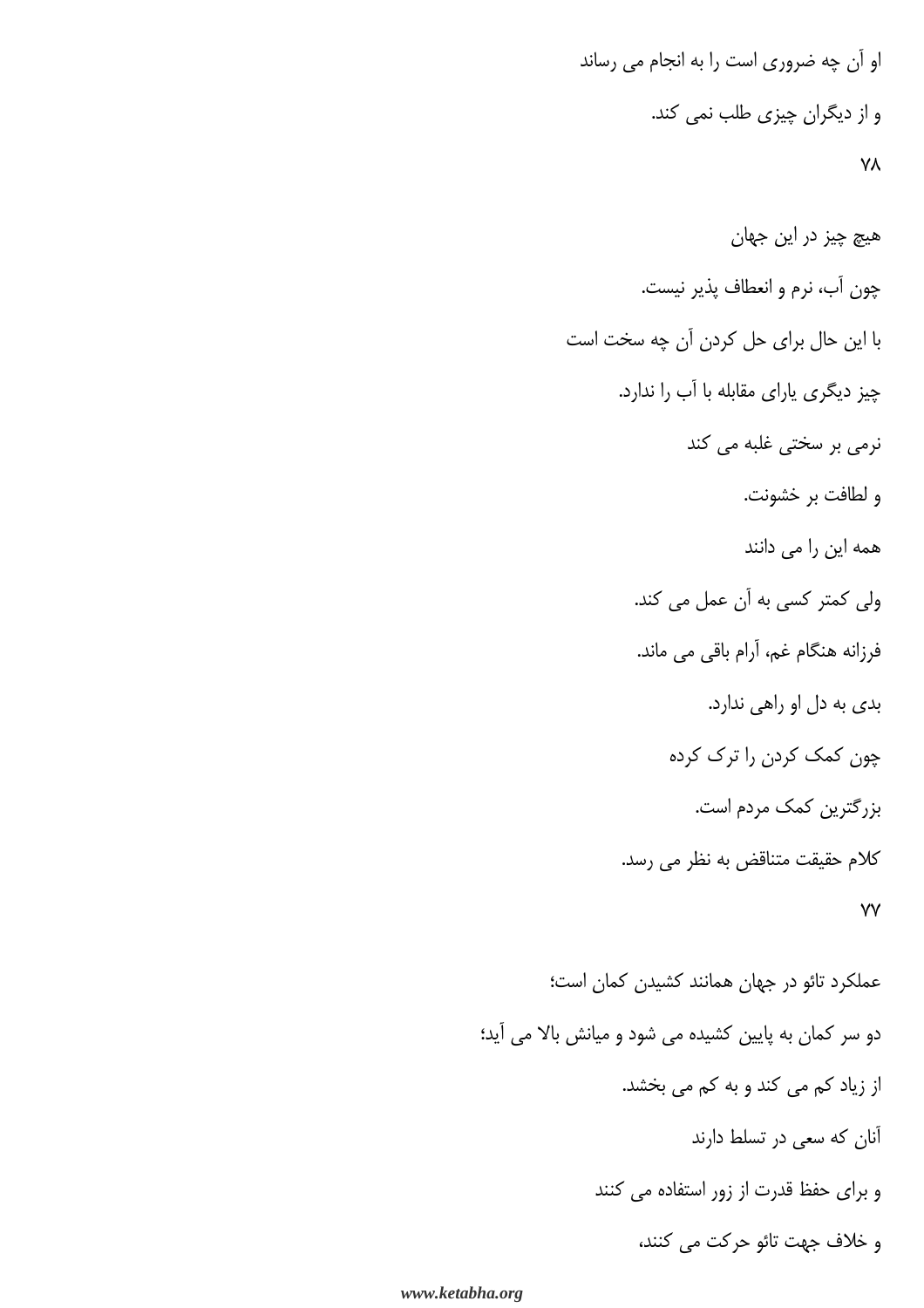او آن چه ضروری است را به انجام می رساند

و از دیگران چیزی طلب نمی کند.

۷۸

هیچ چیز در این جهان

چون آب، نرم و انعطاف پذیر نیست.

با این حال برای حل کردن آن چه سخت است

چیز دیگری یارای مقابله با آب را ندارد.

نرمی بر سختی غلبه می کند

و لطافت بر خشونت.

همه این را می دانند

ولی کمتر کسی به آن عمل می کند.

فرزانه هنگام غم، آرام باقی می ماند.

بدی به دل او راهی ندارد.

چون کمک کردن را ترک کرده

بزرگترین کمک مردم است.

کلام حقیقت متناقض به نظر می رسد.

۷۷

عملکرد تائو در جهان همانند کشیدن کمان است؛

دو سر کمان به پایین کشیده می شود و میانش بالا می آید؛

از زیاد کم می کند و به کم می بخشد.

آنان که سعی در تسلط دارند

و برای حفظ قدرت از زور استفاده می کنند

و خلاف جهت تائو حرکت می کنند،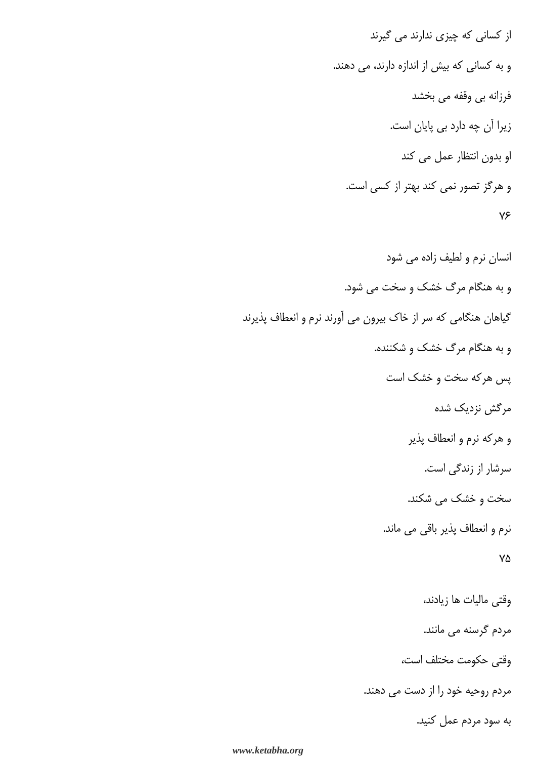از کسانی که چیزی ندارند می گیرند

و به کسانی که بیش از اندازه دارند، می دهند.

فرزانه بی وقفه می بخشد

زیرا آن چه دارد بی پایان است.

او بدون انتظار عمل می کند

و هرگز تصور نمی کند بهتر از کسی است.

۷۶

انسان نرم و لطیف زاده می شود

و به هنگام مرگ خشک و سخت می شود.

گیاهان هنگامی که سر از خاک بیرون می آورند نرم و انعطاف پذیرند

و به هنگام مرگ خشک و شکننده.

پس هرکه سخت و خشک است

مرگش نزدیک شده

و هرکه نرم و انعطاف پذیر

سرشار از زندگی است.

سخت و خشک می شکند.

نرم و انعطاف پذیر باقی می ماند.

۷۵

وقتی مالیات ها زیادند،

مردم گرسنه می مانند.

وقتی حکومت مختلف است،

مردم روحیه خود را از دست می دهند.

به سود مردم عمل کنید.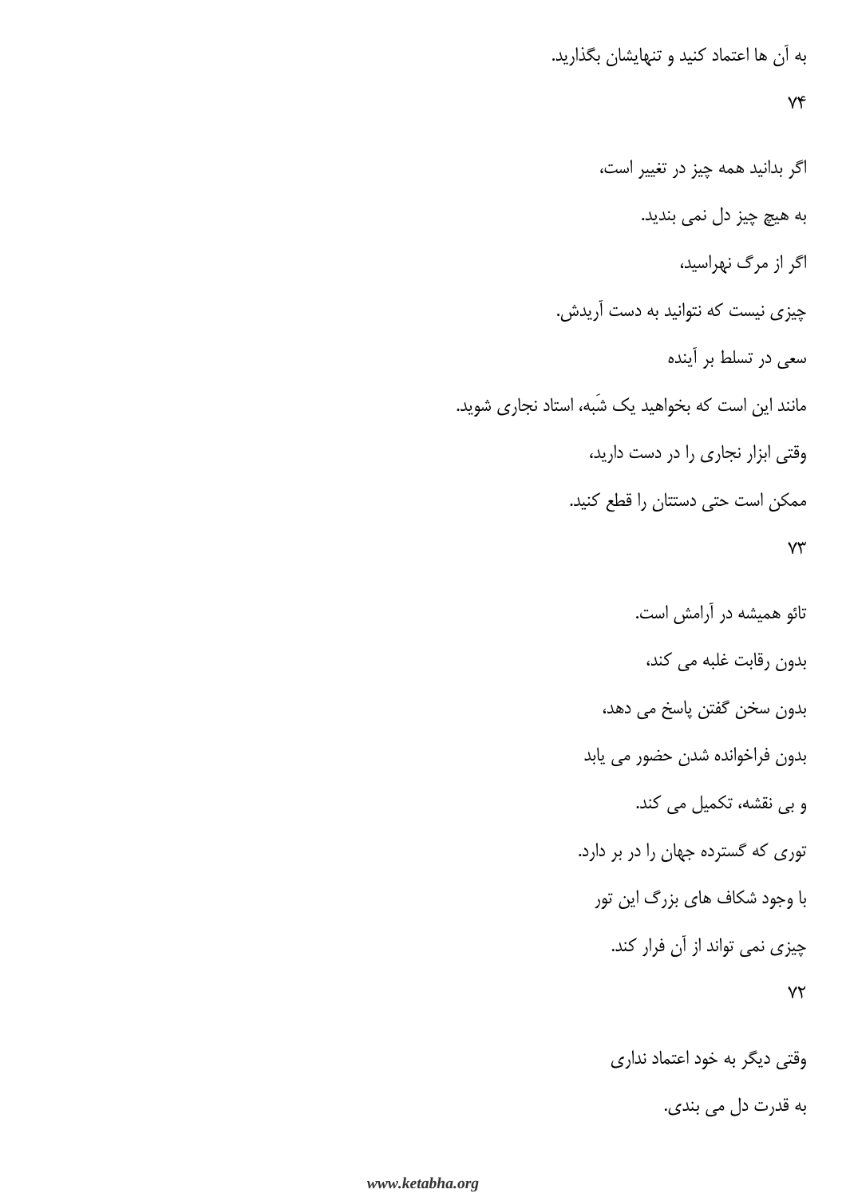به آن ها اعتماد کنید و تنهایشان بگذارید.

۷۴

اگر بدانید همه چیز در تغییر است،

به هیچ چیز دل نمی بندید.

اگر از مرگ نهراسید،

چیزی نیست که نتوانید به دست آریدش.

سعی در تسلط بر آینده

مانند این است که بخواهید یک شَبه، استاد نجاری شوید.

وقتی ابزار نجاری را در دست دارید،

ممکن است حتی دستتان را قطع کنید.

۷۳

تائو همیشه در آرامش است.

بدون رقابت غلبه می کند،

بدون سخن گفتن پاسخ می دهد،

بدون فراخوانده شدن حضور می یابد

و بی نقشه، تکمیل می کند.

توری که گستره جهان را در بر دارد.

با وجود شکاف های بزرگ این تور

چیزی نمی تواند از آن فرار کند.

۷۲

وقتی دیگر به خود اعتماد نداری

به قدرت دل می بندی.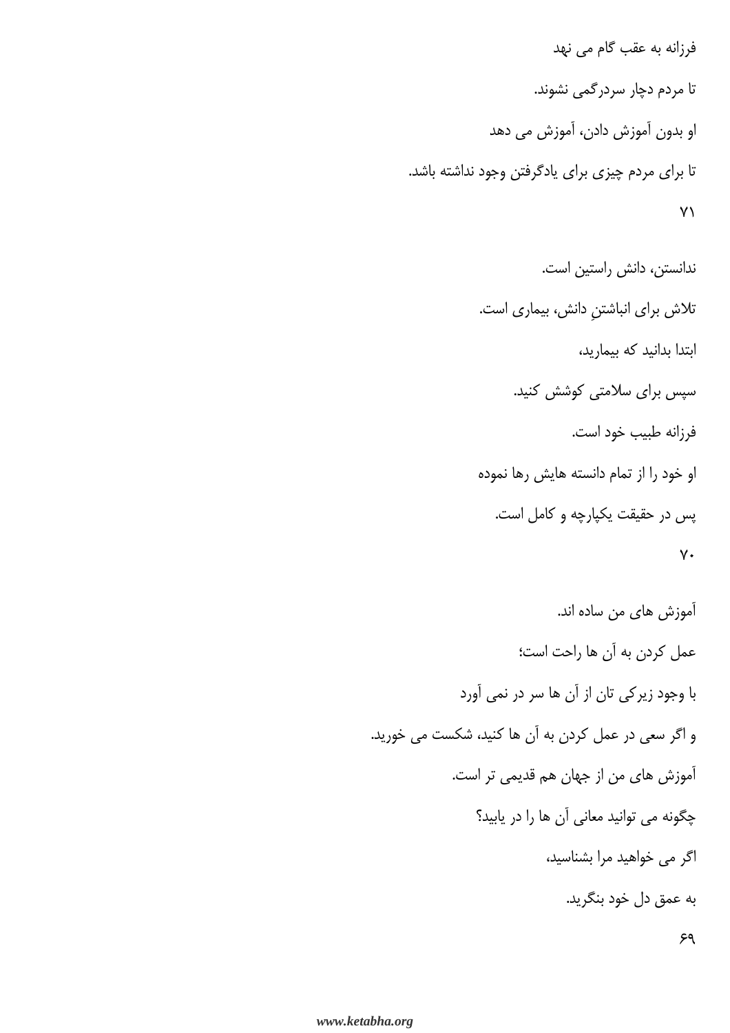فرزانه به عقب گام می نهد

تا مردم دچار سردرگمی نشوند.

او بدون آموزش دادن، آموزش می دهد

تا برای مردم چیزی برای یادگرفتن وجود نداشته باشد.

۷۱

ندانستن، دانش راستین است.

تلاش برای انباشتنِ دانش، بیماری است.

ابتدا بدانید که بیمارید،

سپس برای سلامتی کوشش کنید.

فرزانه طبیب خود است.

او خود را از تمام دانسته هایش رها نموده

پس در حقیقت یکپارچه و کامل است.

۷۰

آموزش های من ساده اند.

عمل کردن به آن ها راحت است؛

با وجود زیرکی تان از آن ها سر در نمی آورد

و اگر سعی در عمل کردن به آن ها کنید، شکست می خورید.

آموزش های من از جهان هم قدیمی تر است.

چگونه می توانید معانی آن ها را در یابید؟

اگر می خواهید مرا بشناسید،

به عمق دل خود بنگرید.

۶۹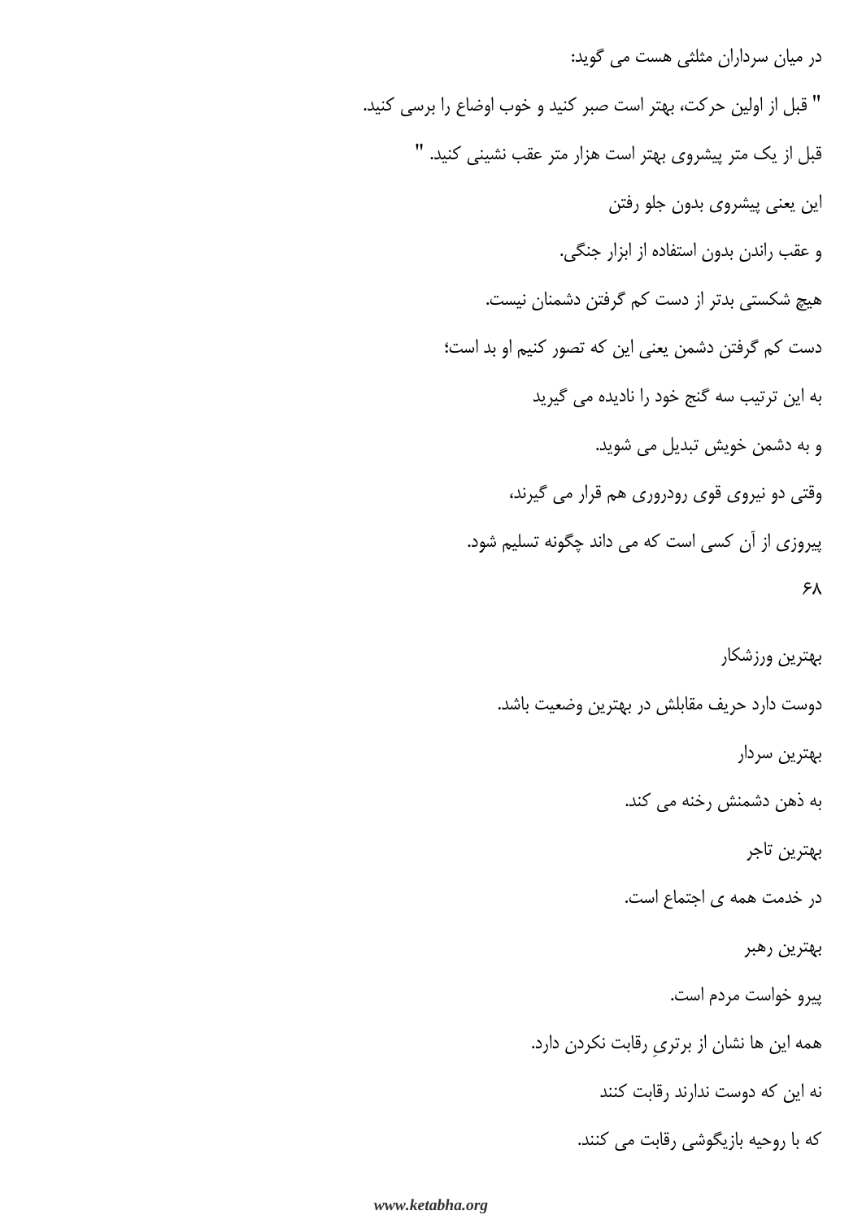در میان سرداران مثلی هست می گوید:

" قبل از اولین حرکت، بهتر است صبر کنید و خوب اوضاع را بررسی کنید.

قبل از یک متر پیشروی بهتر است هزار متر عقب نشینی کنید. "

این یعنی پیشروی بدون جلو رفتن

و عقب راندن بدون استفاده از ابزار جنگی.

هیچ شکستی بدتر از دست کم گرفتن دشمنان نیست.

دست کم گرفتن دشمن یعنی این که تصور کنیم او بد است؛

به این ترتیب سه گنج خود را نادیده می گیرید

و به دشمن خویش تبدیل می شوید.

وقتی دو نیروی قوی رودرروی هم قرار می گیرند،

پیروزی از آن کسی است که می داند چگونه تسلیم شود.

## ۶۸

بهترین ورزشکار

دوست دارد حریف مقابلش در بهترین وضعیت باشد.

بهترین سردار

به ذهن دشمنش رخنه می کند.

بهترین تاجر

در خدمت همه ی اجتماع است.

بهترین رهبر

پیرو خواست مردم است.

همه این ها نشان از برتریِ رقابت نکردن دارد.

نه این که دوست ندارند رقابت کنند

که با روحیه بازیگوشی رقابت می کنند.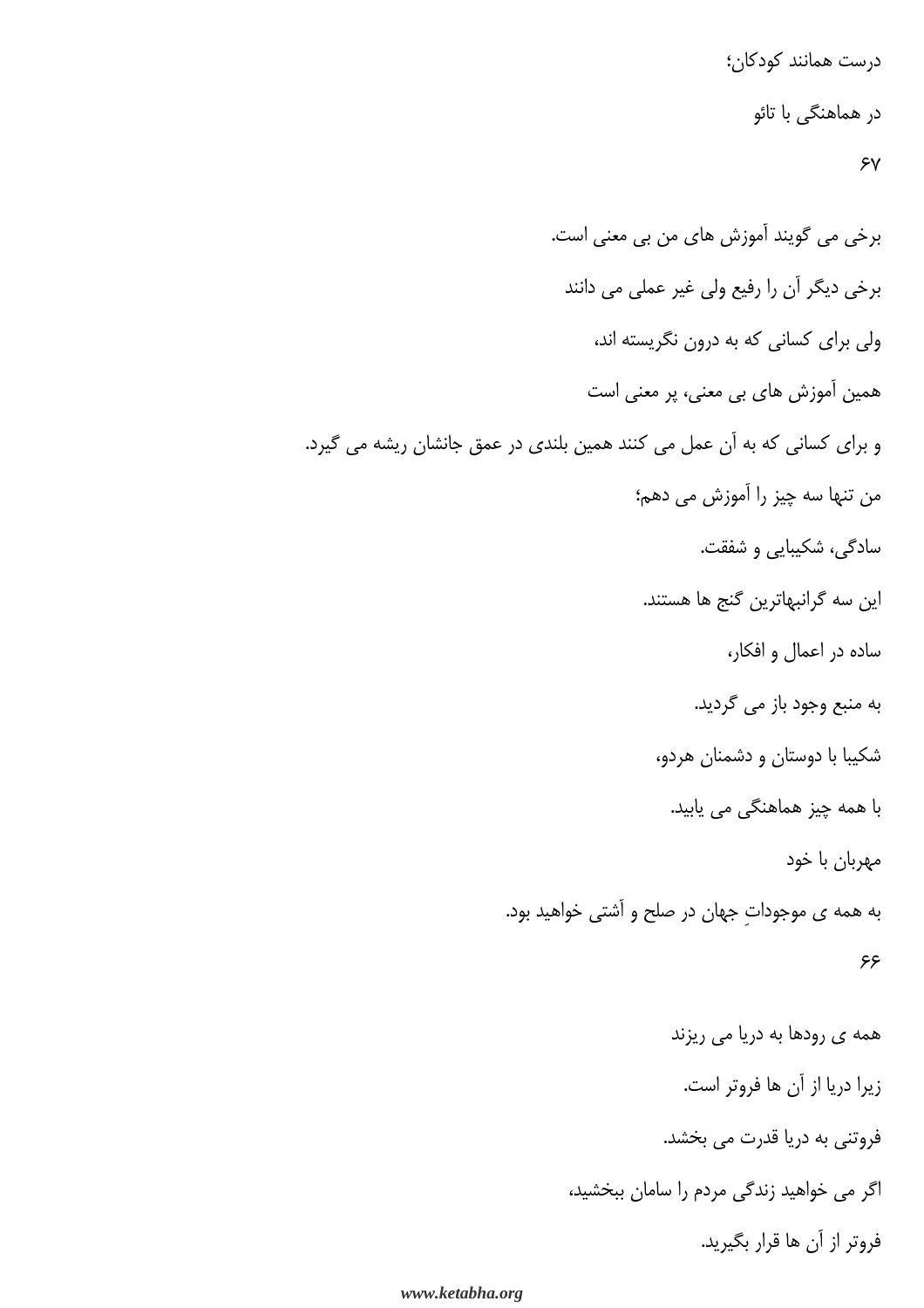درست همانند کودکان؛

در هماهنگی با تائو

۶۷

برخی می گویند آموزش های من بی معنی است.

برخی دیگر آن را رفیع ولی غیر عملی می دانند

ولی برای کسانی که به درون نگریسته اند،

همین آموزش های بی معنی، پر معنی است

و برای کسانی که به آن عمل می کنند همین بلندی در عمق جانشان ریشه می گیرد.

من تنها سه چیز را آموزش می دهم؛

سادگی، شکیبایی و شفقت.

این سه گرانبهاترین گنج ها هستند.

ساده در اعمال و افکار،

به منبع وجود باز می گردید.

شکیبا با دوستان و دشمنان هردو،

با همه چیز هماهنگی می یابید.

مهربان با خود

به همه ی موجوداتِ جهان در صلح و آشتی خواهید بود.

۶۶

همه ی رودها به دریا می ریزند

زیرا دریا از آن ها فروتر است.

فروتنی به دریا قدرت می بخشد.

اگر می خواهید زندگی مردم را سامان ببخشید،

فروتر از آن ها قرار بگیرید.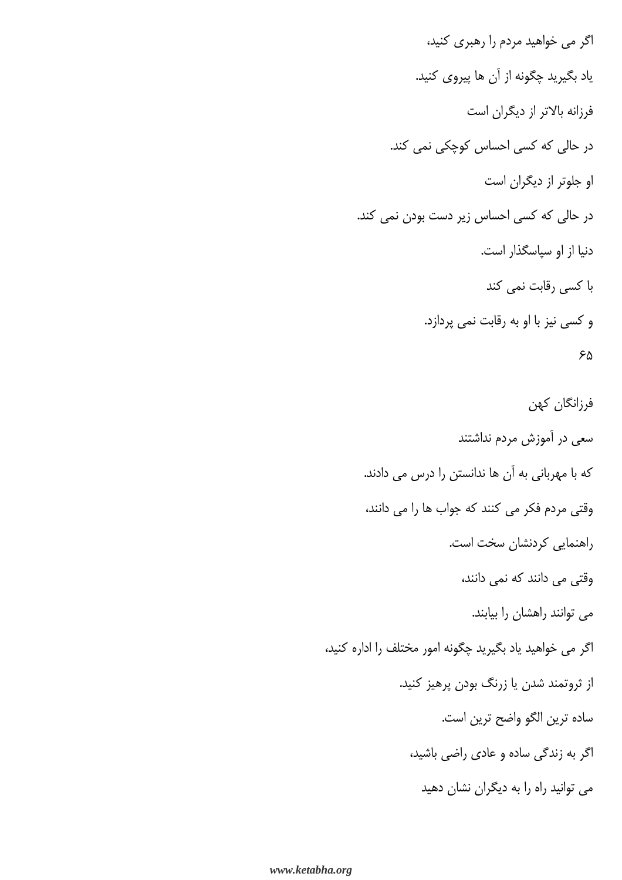اگر می خواهید مردم را رهبری کنید،

یاد بگیرید چگونه از آن ها پیروی کنید.

فرزانه بالاتر از دیگران است

در حالی که کسی احساس کوچکی نمی کند.

او جلوتر از دیگران است

در حالی که کسی احساس زیر دست بودن نمی کند.

دنیا از او سپاسگذار است.

با کسی رقابت نمی کند

و کسی نیز با او به رقابت نمی پردازد.

## ۶۵

فرزانگان کهن

سعی در آموزش مردم نداشتند

که با مهربانی به آن ها ندانستن را درس می دادند.

وقتی مردم فکر می کنند که جواب ها را می دانند،

راهنمایی کردنشان سخت است.

وقتی می دانند که نمی دانند،

می توانند راهشان را بیابند.

اگر می خواهید یاد بگیرید چگونه امور مختلف را اداره کنید،

از ثروتمند شدن یا زرنگ بودن پرهیز کنید.

ساده ترین الگو واضح ترین است.

اگر به زندگی ساده و عادی راضی باشید،

می توانید راه را به دیگران نشان دهید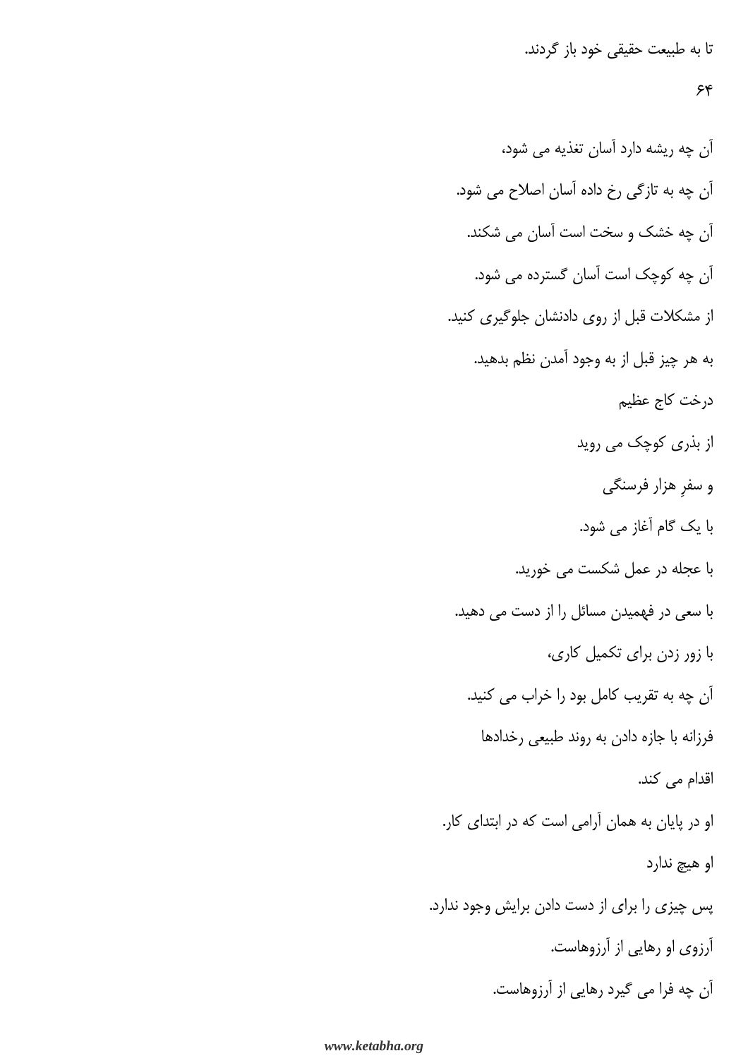تا به طبیعت حقیقی خود باز گردند.

## ۶۴

آن چه ریشه دارد آسان تغذیه می شود،

آن چه به تازگی رخ داده آسان اصلاح می شود.

آن چه خشک و سخت است آسان می شکند.

آن چه کوچک است آسان گسترده می شود.

از مشکلات قبل از روی دادنشان جلوگیری کنید.

به هر چیز قبل از به وجود آمدن نظم بدهید.

درخت کاج عظیم

از بذری کوچک می روید

و سفرِ هزار فرسنگی

با یک گام آغاز می شود.

با عجله در عمل شکست می خورید.

با سعی در فهمیدن مسائل را از دست می دهید.

با زور زدن برای تکمیل کاری،

آن چه به تقریب کامل بود را خراب می کنید.

فرزانه با جازه دادن به روند طبیعی رخدادها

اقدام می کند.

او در پایان به همان آرامی است که در ابتدای کار.

او هیچ ندارد

پس چیزی را برای از دست دادن برایش وجود ندارد.

آرزوی او رهایی از آرزوهاست.

آن چه فرا می گیرد رهایی از آرزوهاست.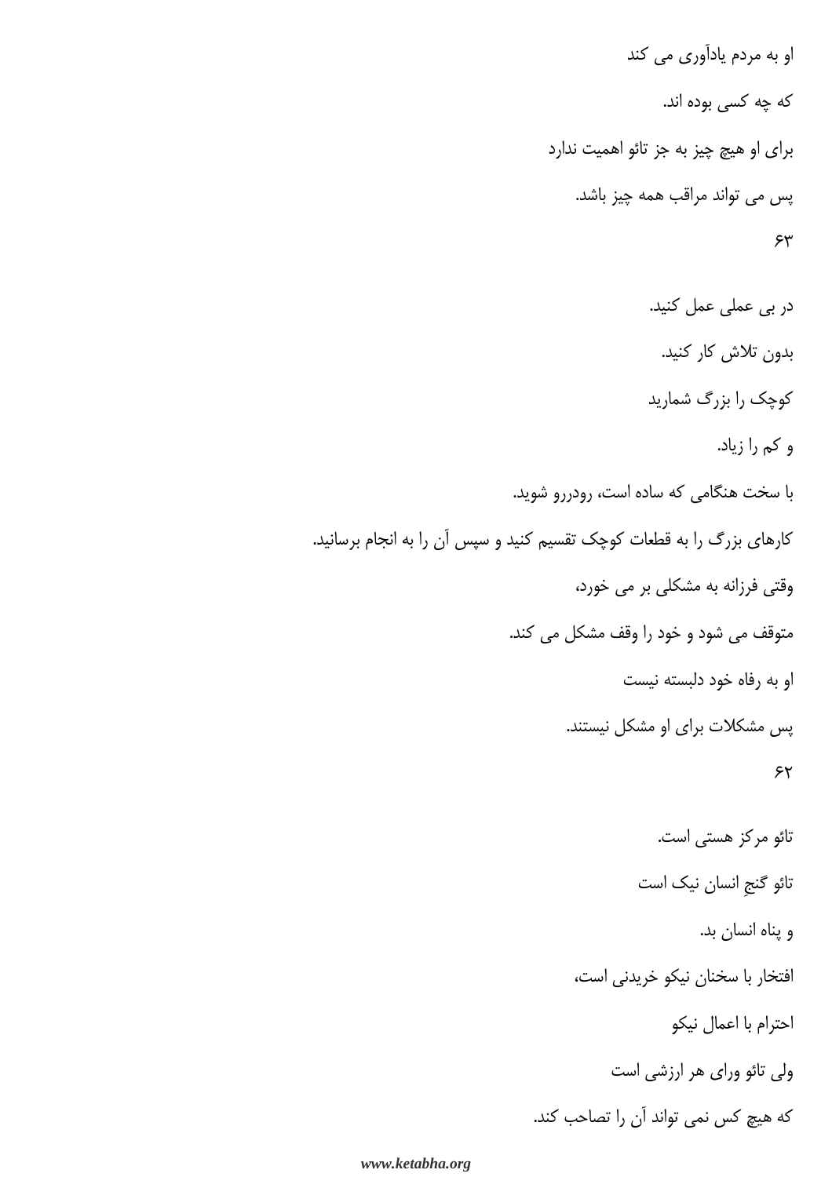او به مردم یادآوری می کند

که چه کسی بوده اند.

برای او هیچ چیز به جز تائو اهمیت ندارد

پس می تواند مراقب همه چیز باشد.

۶۳

در بی عملی عمل کنید.

بدون تلاش کار کنید.

کوچک را بزرگ شمارید

و کم را زیاد.

با سخت هنگامی که ساده است، رودررو شوید.

کارهای بزرگ را به قطعات کوچک تقسیم کنید و سپس آن را به انجام برسانید.

وقتی فرزانه به مشکلی بر می خورد،

متوقف می شود و خود را وقف مشکل می کند.

او به رفاه خود دلبسته نیست

پس مشکلات برای او مشکل نیستند.

۶۲

تائو مرکز هستی است.

تائو گنجِ انسان نیک است

و پناه انسان بد.

افتخار با سخنان نیکو خریدنی است،

احترام با اعمال نیکو

ولی تائو ورای هر ارزشی است

که هیچ کس نمی تواند آن را تصاحب کند.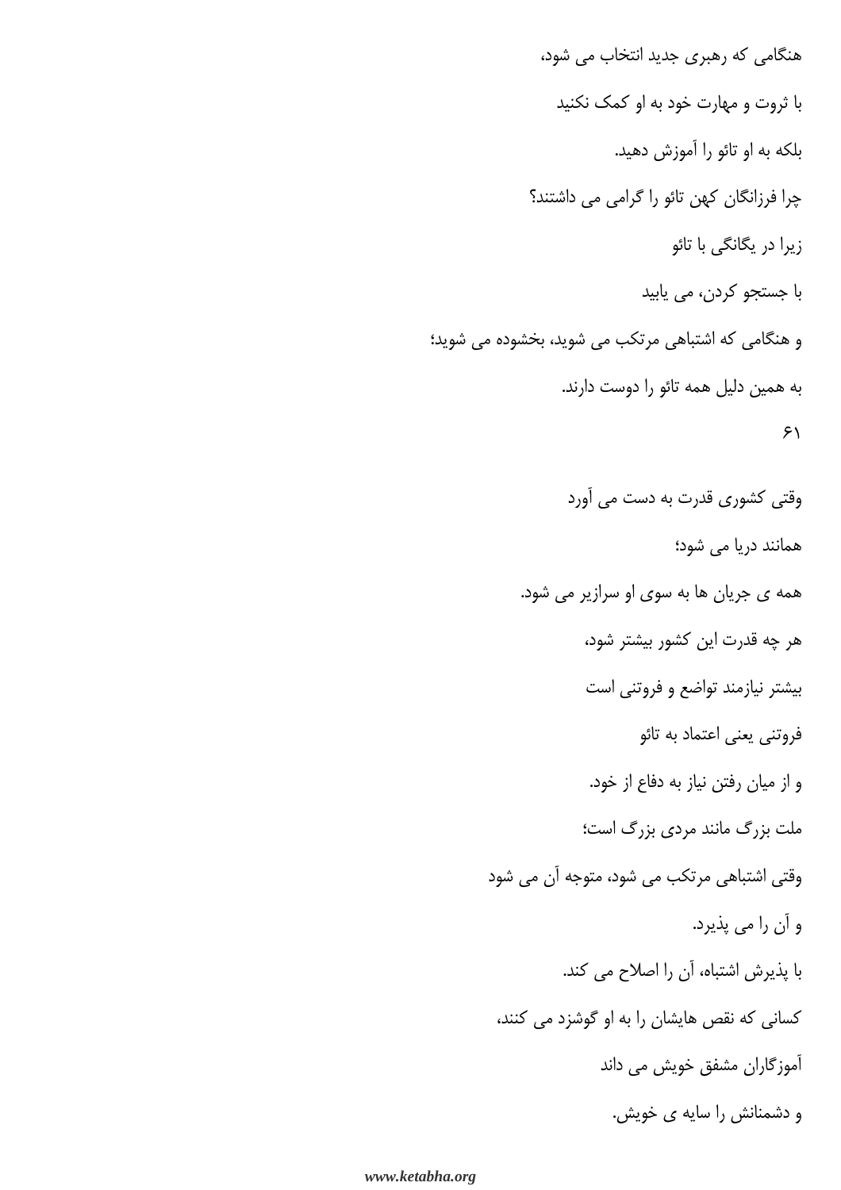هنگامی که رهبری جدید انتخاب می شود،

با ثروت و مهارت خود به او کمک نکنید

بلکه به او تائو را آموزش دهید.

چرا فرزانگان کهن تائو را گرامی می داشتند؟

زیرا در یگانگی با تائو

با جستجو کردن، می یابید

و هنگامی که اشتباهی مرتکب می شوید، بخشوده می شوید؛

به همین دلیل همه تائو را دوست دارند.

۶۱

وقتی کشوری قدرت به دست می آورد

همانند دریا می شود؛

همه ی جریان ها به سوی او سرازیر می شود.

هر چه قدرت این کشور بیشتر شود،

بیشتر نیازمند تواضع و فروتنی است

فروتنی یعنی اعتماد به تائو

و از میان رفتن نیاز به دفاع از خود.

ملت بزرگ مانند مردی بزرگ است؛

وقتی اشتباهی مرتکب می شود، متوجه آن می شود

و آن را می پذیرد.

با پذیرش اشتباه، آن را اصلاح می کند.

کسانی که نقص هایشان را به او گوشزد می کنند،

آموزگاران مشفق خویش می داند

و دشمنانش را سایه ی خویش.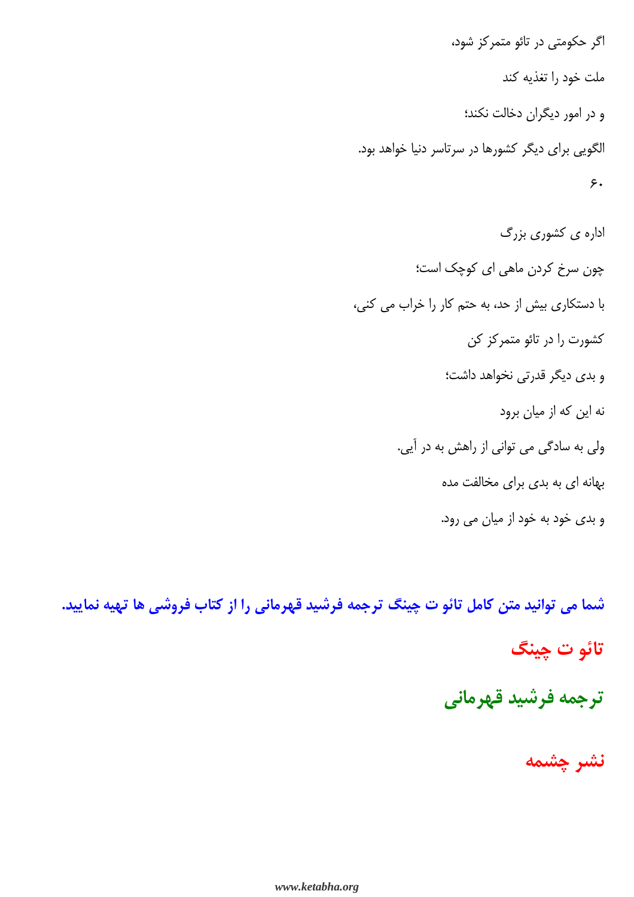اگر حکومتی در تائو متمرکز شود،

ملت خود را تغذیه کند

و در امور دیگران دخالت نکند؛

الگویی برای دیگر کشورها در سرتاسر دنیا خواهد بود.

۶۰

اداره ی کشوری بزرگ

چون سرخ کردن ماهی ای کوچک است؛

با دستکاری بیش از حد، به حتم کار را خراب می کنی،

کشورت را در تائو متمرکز کن

و بدی دیگر قدرتی نخواهد داشت؛

نه این که از میان برود

ولی به سادگی می توانی از راهش به در آیی.

بهانه ای به بدی برای مخالفت مده

و بدی خود به خود از میان می رود.

**شما می توانید متن کامل تائو ت چینگ ترجمه فرشید قهرمانی را از کتاب فروشی ها تهیه نمایید.**

**تائو ت چینگ**

**ترجمه فرشید قهرمانی**

**نشر چشمه**

www.ketabha.org